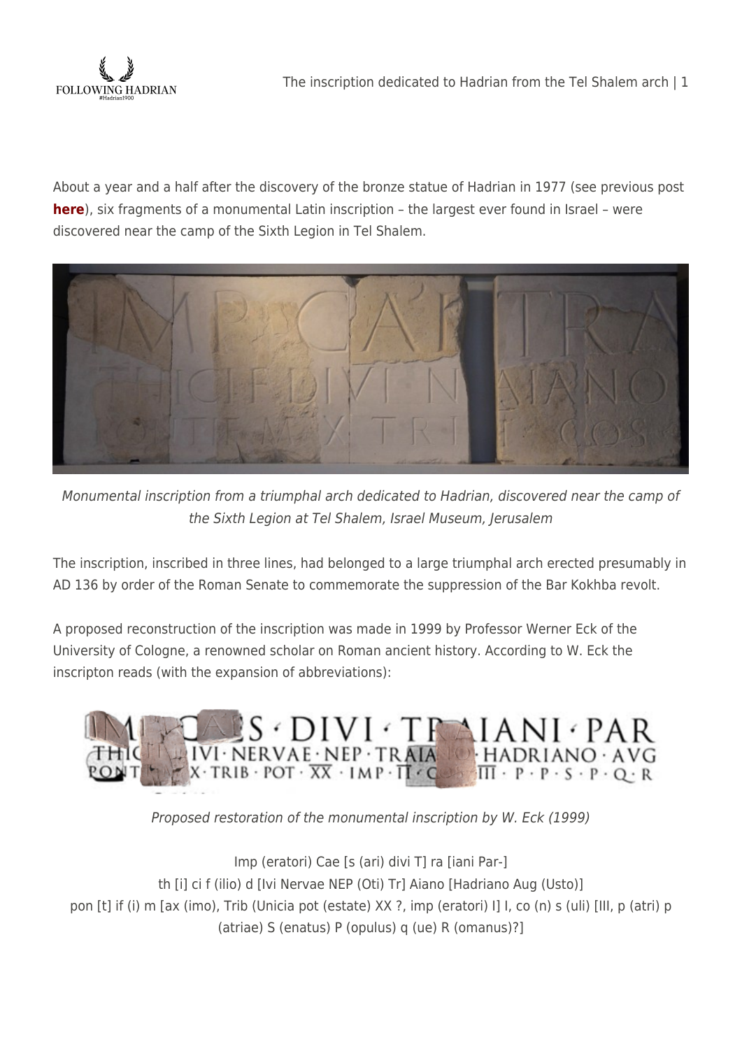About a year and a half after the discovery of the bronze statue of Hadrian in 1977 (see previous post **here**), six fragments of a monumental Latin inscription – the largest ever found in Israel – were discovered near the camp of the Sixth Legion in Tel Shalem.

*Monumental inscription from a triumphal arch dedicated to Hadrian, discovered near the camp of the Sixth Legion at Tel Shalem, Israel Museum, Jerusalem*

The inscription, inscribed in three lines, had belonged to a large triumphal arch erected presumably in AD 136 by order of the Roman Senate to commemorate the suppression of the Bar Kokhba revolt.

A proposed reconstruction of the inscription was made in 1999 by Professor Werner Eck of the University of Cologne, a renowned scholar on Roman ancient history. According to W. Eck the inscripton reads (with the expansion of abbreviations):

*Proposed restoration of the monumental inscription by W. Eck (1999)*

Imp (eratori) Cae [s (ari) divi T] ra [iani Par-]
th [i] ci f (ilio) d [Ivi Nervae NEP (Oti) Tr] Aiano [Hadriano Aug (Usto)]
pon [t] if (i) m [ax (imo), Trib (Unicia pot (estate) XX ?, imp (eratori) I] I, co (n) s (uli) [III, p (atri) p (atriae) S (enatus) P (opulus) q (ue) R (omanus)?]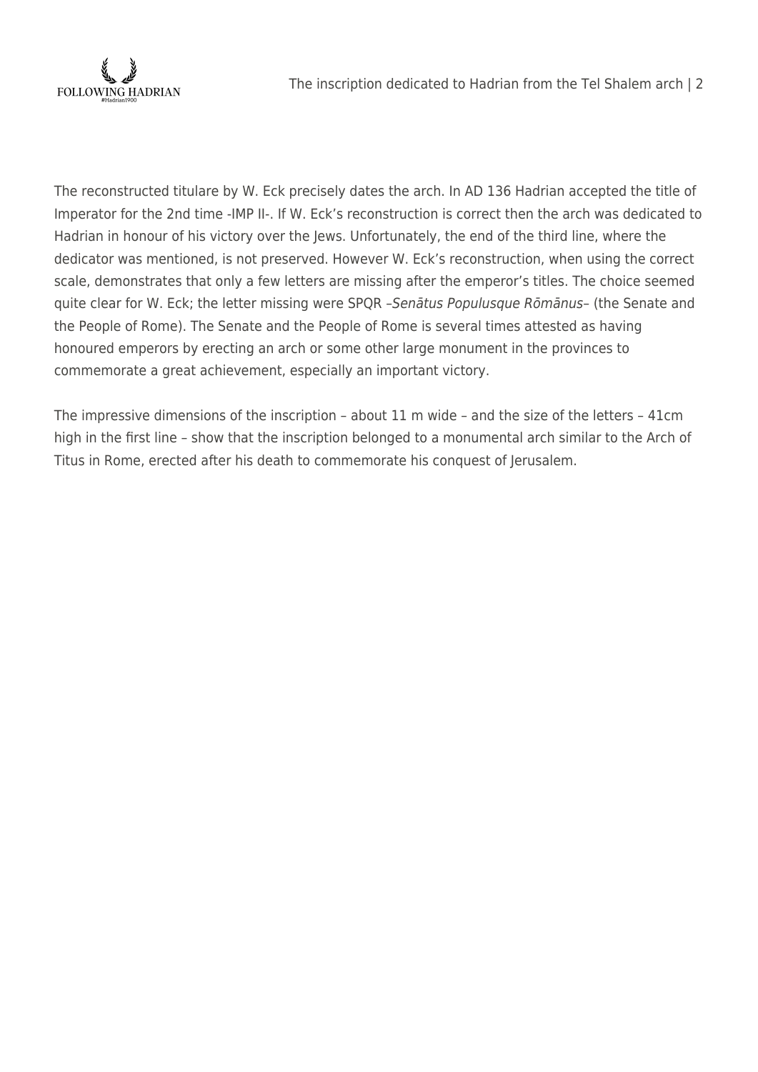The reconstructed titulare by W. Eck precisely dates the arch. In AD 136 Hadrian accepted the title of Imperator for the 2nd time -IMP II-. If W. Eck's reconstruction is correct then the arch was dedicated to Hadrian in honour of his victory over the Jews. Unfortunately, the end of the third line, where the dedicator was mentioned, is not preserved. However W. Eck's reconstruction, when using the correct scale, demonstrates that only a few letters are missing after the emperor's titles. The choice seemed quite clear for W. Eck; the letter missing were SPQR –*Senātus Populusque Rōmānus*– (the Senate and the People of Rome). The Senate and the People of Rome is several times attested as having honoured emperors by erecting an arch or some other large monument in the provinces to commemorate a great achievement, especially an important victory.

The impressive dimensions of the inscription – about 11 m wide – and the size of the letters – 41cm high in the first line – show that the inscription belonged to a monumental arch similar to the Arch of Titus in Rome, erected after his death to commemorate his conquest of Jerusalem.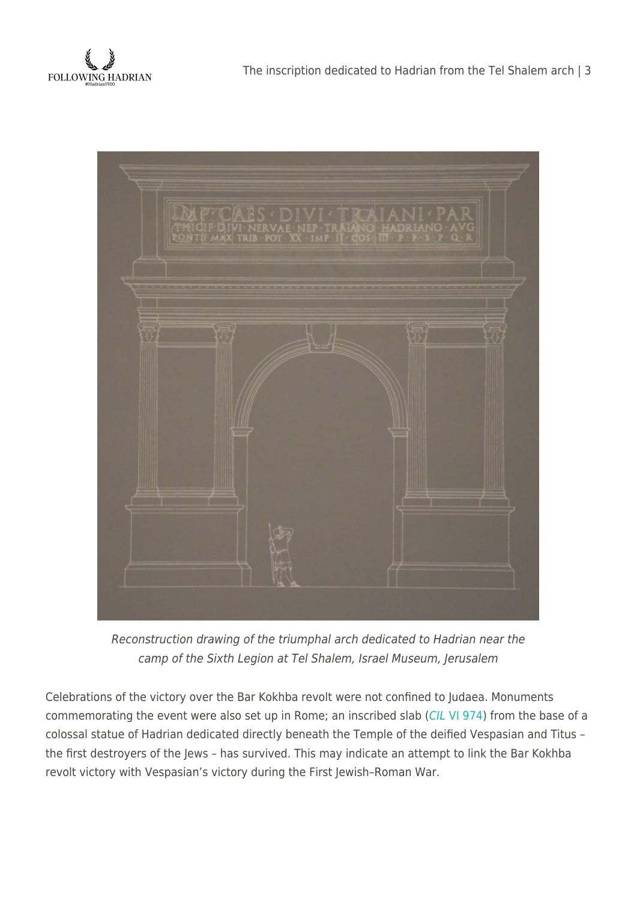*Reconstruction drawing of the triumphal arch dedicated to Hadrian near the camp of the Sixth Legion at Tel Shalem, Israel Museum, Jerusalem*

Celebrations of the victory over the Bar Kokhba revolt were not confined to Judaea. Monuments commemorating the event were also set up in Rome; an inscribed slab (*CIL* VI 974) from the base of a colossal statue of Hadrian dedicated directly beneath the Temple of the deified Vespasian and Titus – the first destroyers of the Jews – has survived. This may indicate an attempt to link the Bar Kokhba revolt victory with Vespasian's victory during the First Jewish–Roman War.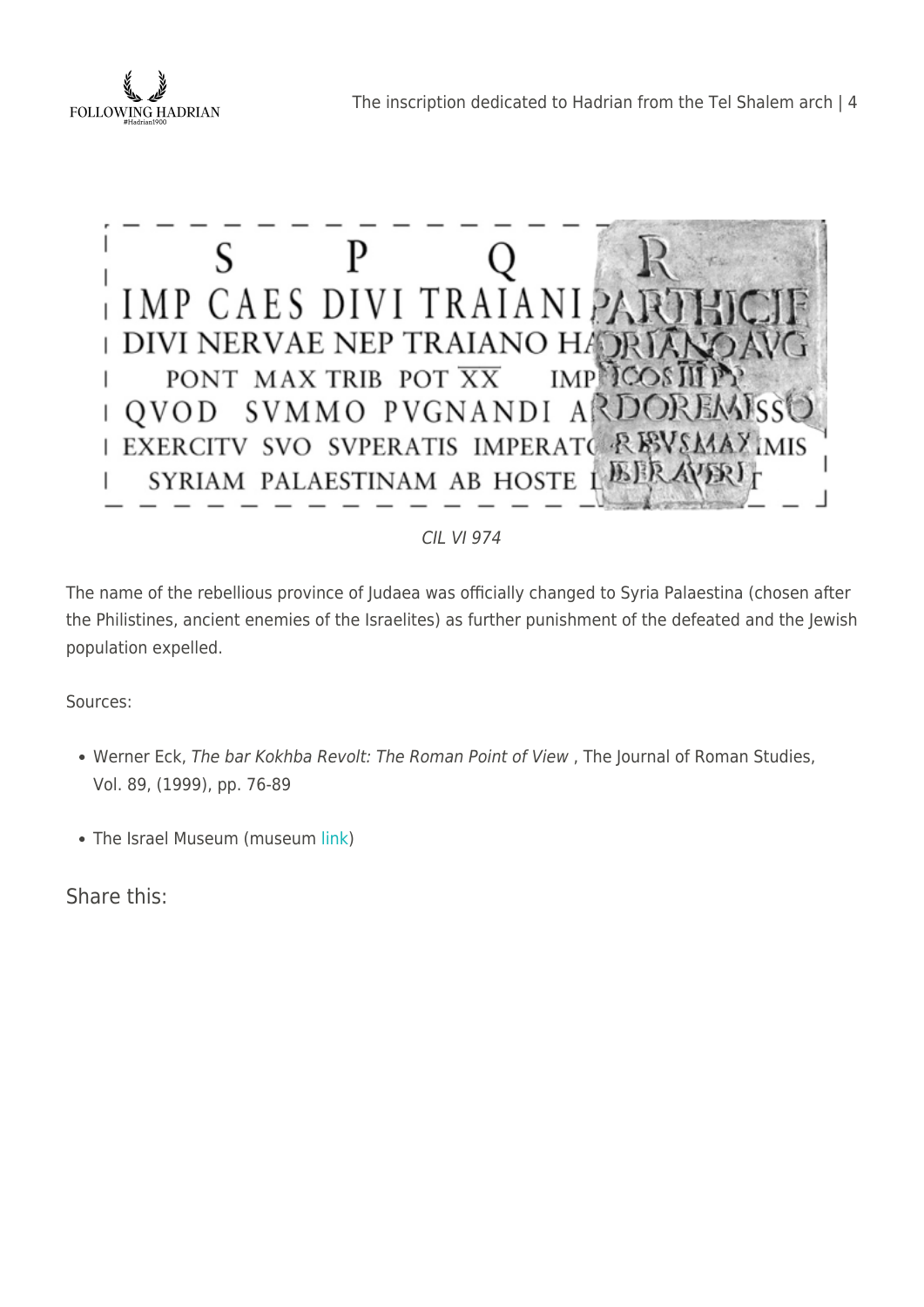S P Q R
IMP CAES DIVI TRAIANI PARTHICI F
DIVI NERVAE NEP TRAIANO HADRIANO AVG
PONT MAX TRIB POT $\overline{XX}$ IMP II COS III P P
QVOD SVMMO PVGNANDI ARDORE MISSO
EXERCITV SVO SVPERATIS IMPERATORIBVS MAXIMIS
SYRIAM PALAESTINAM AB HOSTE LIBERAVERIT

*CIL VI 974*

The name of the rebellious province of Judaea was officially changed to Syria Palaestina (chosen after the Philistines, ancient enemies of the Israelites) as further punishment of the defeated and the Jewish population expelled.

Sources:

- Werner Eck, *The bar Kokhba Revolt: The Roman Point of View* , The Journal of Roman Studies, Vol. 89, (1999), pp. 76-89
- The Israel Museum (museum link)

Share this: